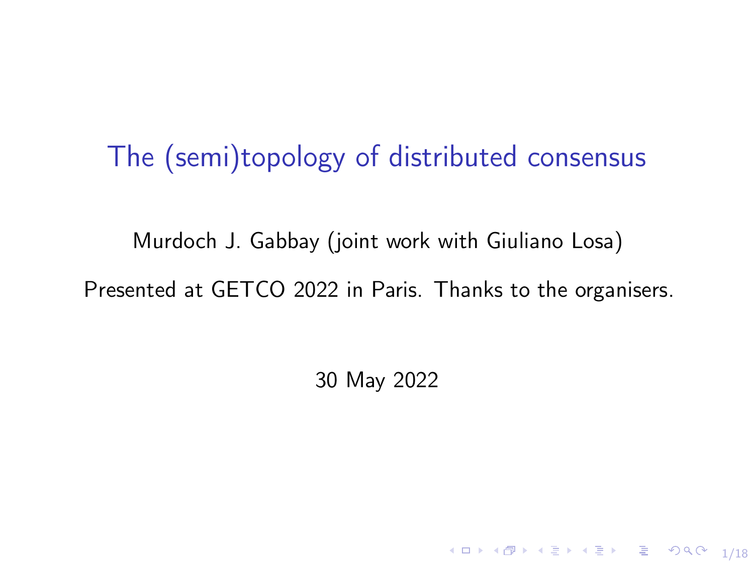# The (semi)topology of distributed consensus

Murdoch J. Gabbay (joint work with Giuliano Losa)

Presented at GETCO 2022 in Paris. Thanks to the organisers.

30 May 2022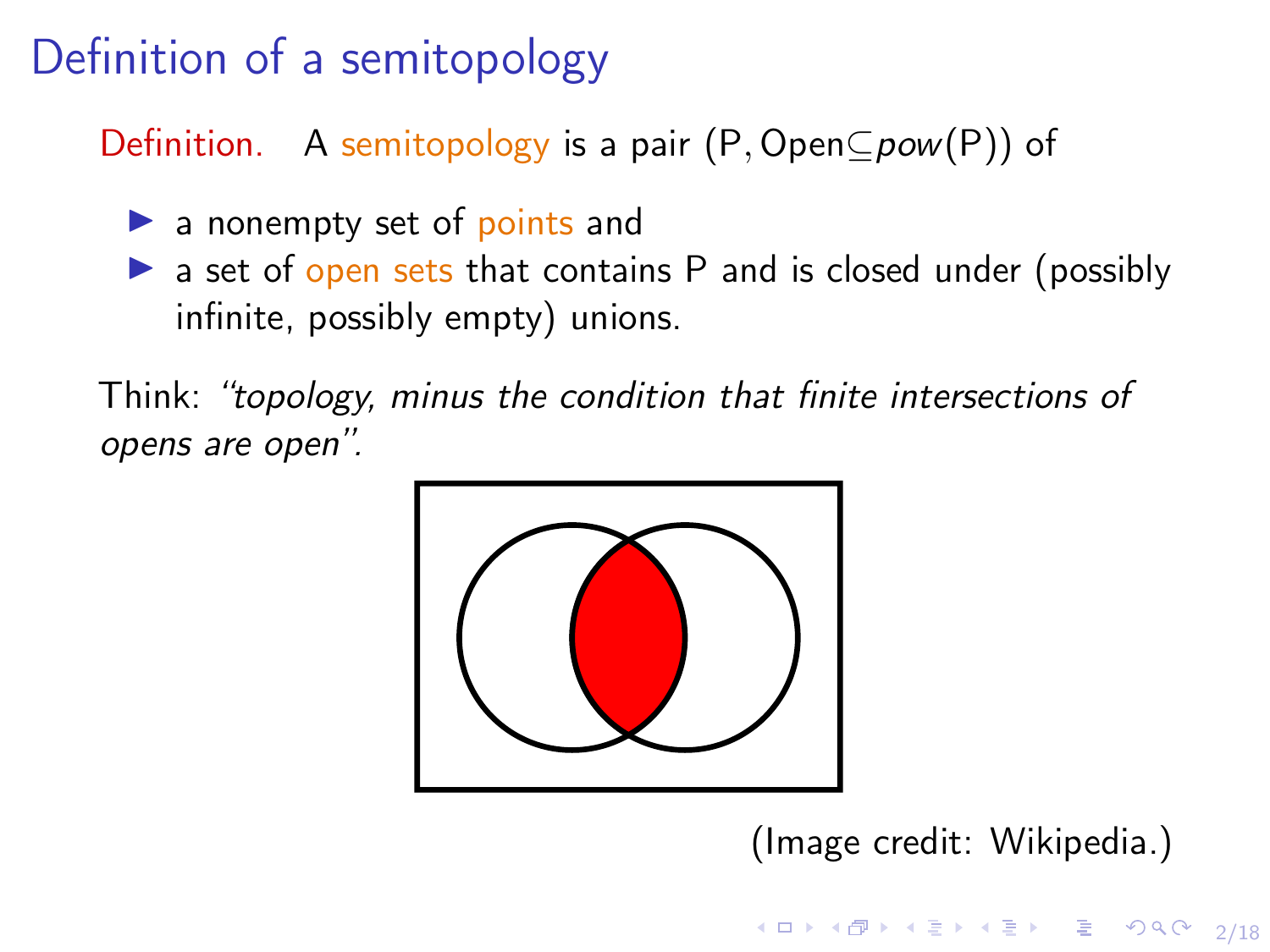# Definition of a semitopology

Definition. A semitopology is a pair $(\mathsf{P}, \mathsf{Open} \subseteq pow(\mathsf{P}))$ of

- a nonempty set of points and
- a set of open sets that contains $\mathsf{P}$ and is closed under (possibly infinite, possibly empty) unions.

Think: *"topology, minus the condition that finite intersections of opens are open".*

(Image credit: Wikipedia.)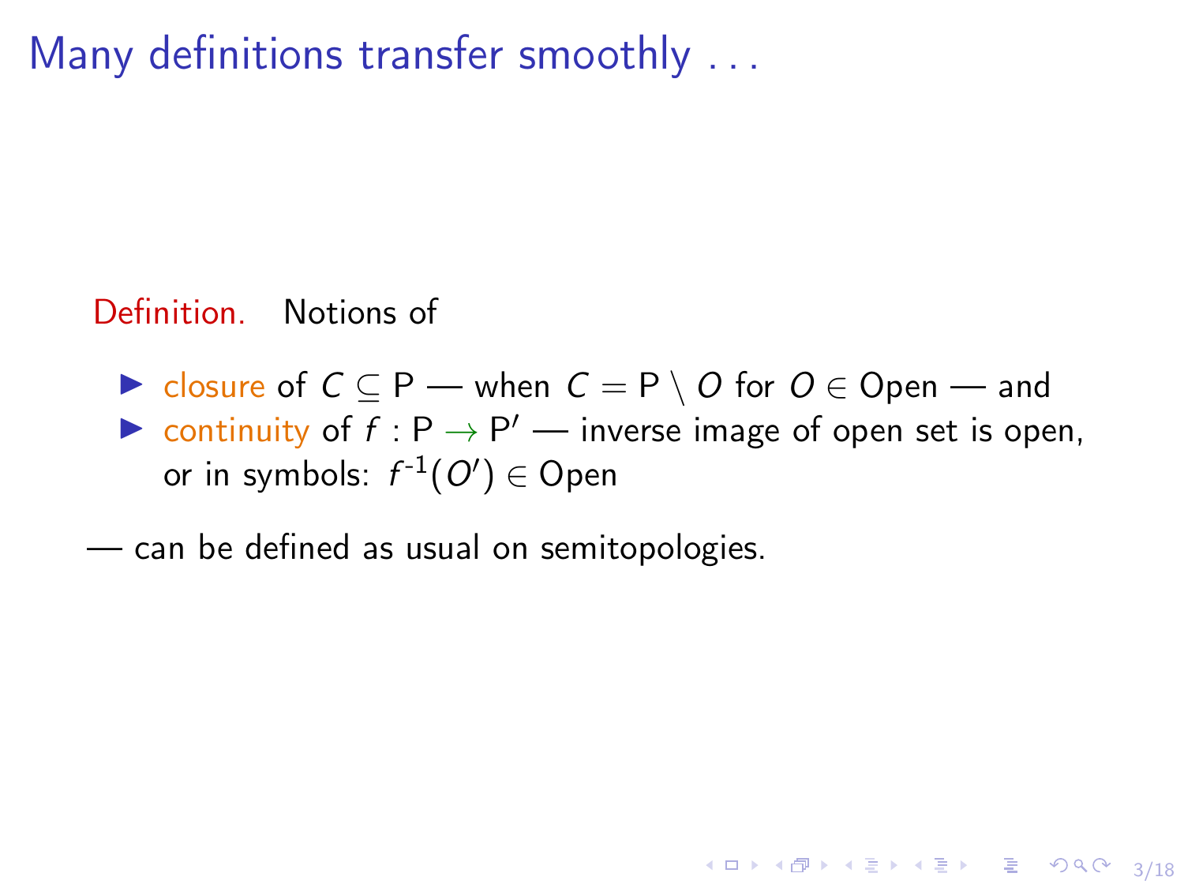# Many definitions transfer smoothly . . .

Definition. Notions of

- closure of $C \subseteq \mathsf{P}$ — when $C = \mathsf{P} \setminus O$ for $O \in \mathsf{Open}$ — and
- continuity of $f : \mathsf{P} \to \mathsf{P}'$ — inverse image of open set is open, or in symbols: $f^{-1}(O') \in \mathsf{Open}$

— can be defined as usual on semitopologies.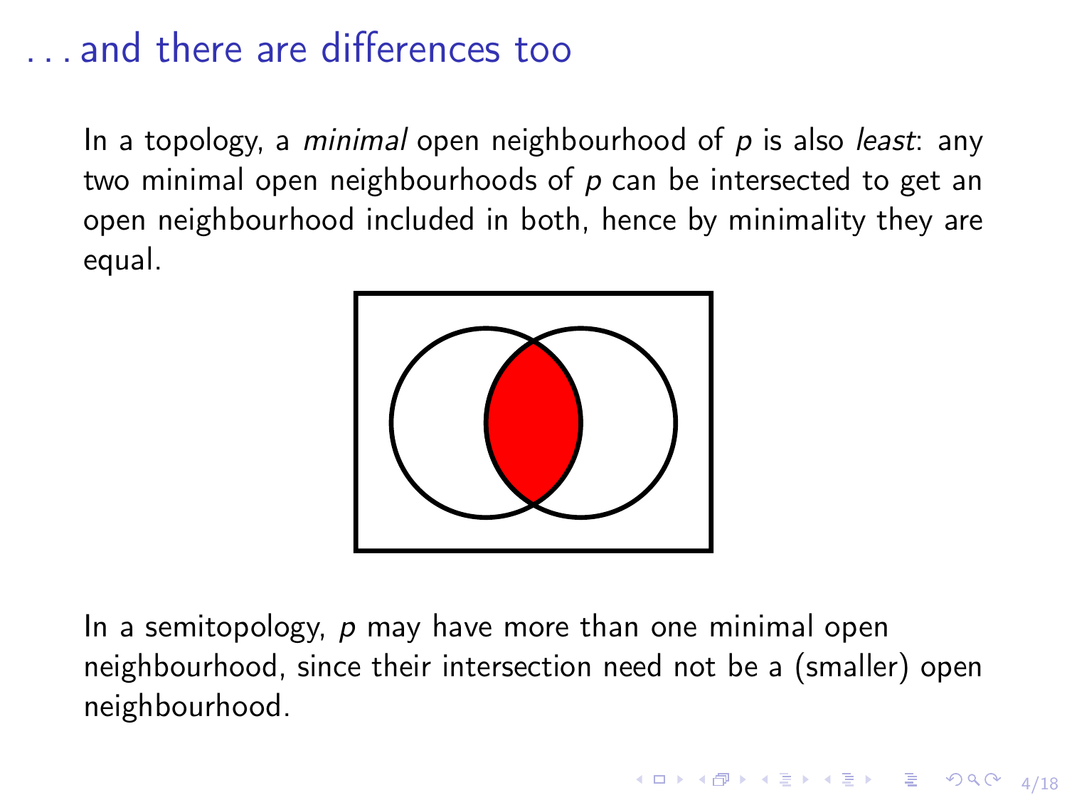# . . . and there are differences too

In a topology, a *minimal* open neighbourhood of $p$ is also *least*: any two minimal open neighbourhoods of $p$ can be intersected to get an open neighbourhood included in both, hence by minimality they are equal.

In a semitopology, $p$ may have more than one minimal open neighbourhood, since their intersection need not be a (smaller) open neighbourhood.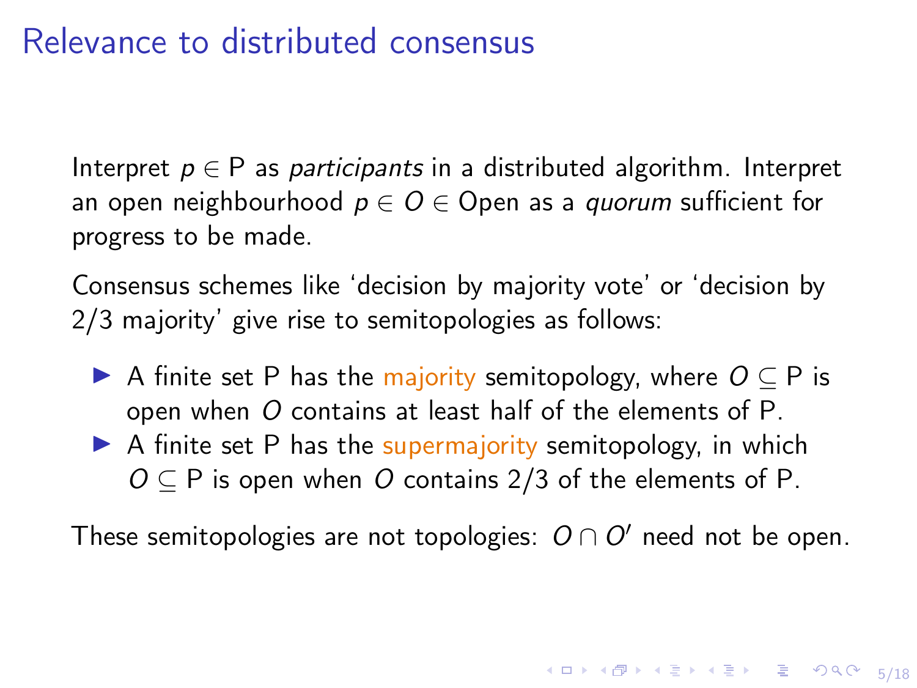# Relevance to distributed consensus

Interpret $p \in \mathsf{P}$ as *participants* in a distributed algorithm. Interpret an open neighbourhood $p \in O \in \mathsf{Open}$ as a *quorum* sufficient for progress to be made.

Consensus schemes like 'decision by majority vote' or 'decision by 2/3 majority' give rise to semitopologies as follows:

- A finite set $\mathsf{P}$ has the majority semitopology, where $O \subseteq \mathsf{P}$ is open when $O$ contains at least half of the elements of $\mathsf{P}$.
- A finite set $\mathsf{P}$ has the supermajority semitopology, in which $O \subseteq \mathsf{P}$ is open when $O$ contains 2/3 of the elements of $\mathsf{P}$.

These semitopologies are not topologies: $O \cap O'$ need not be open.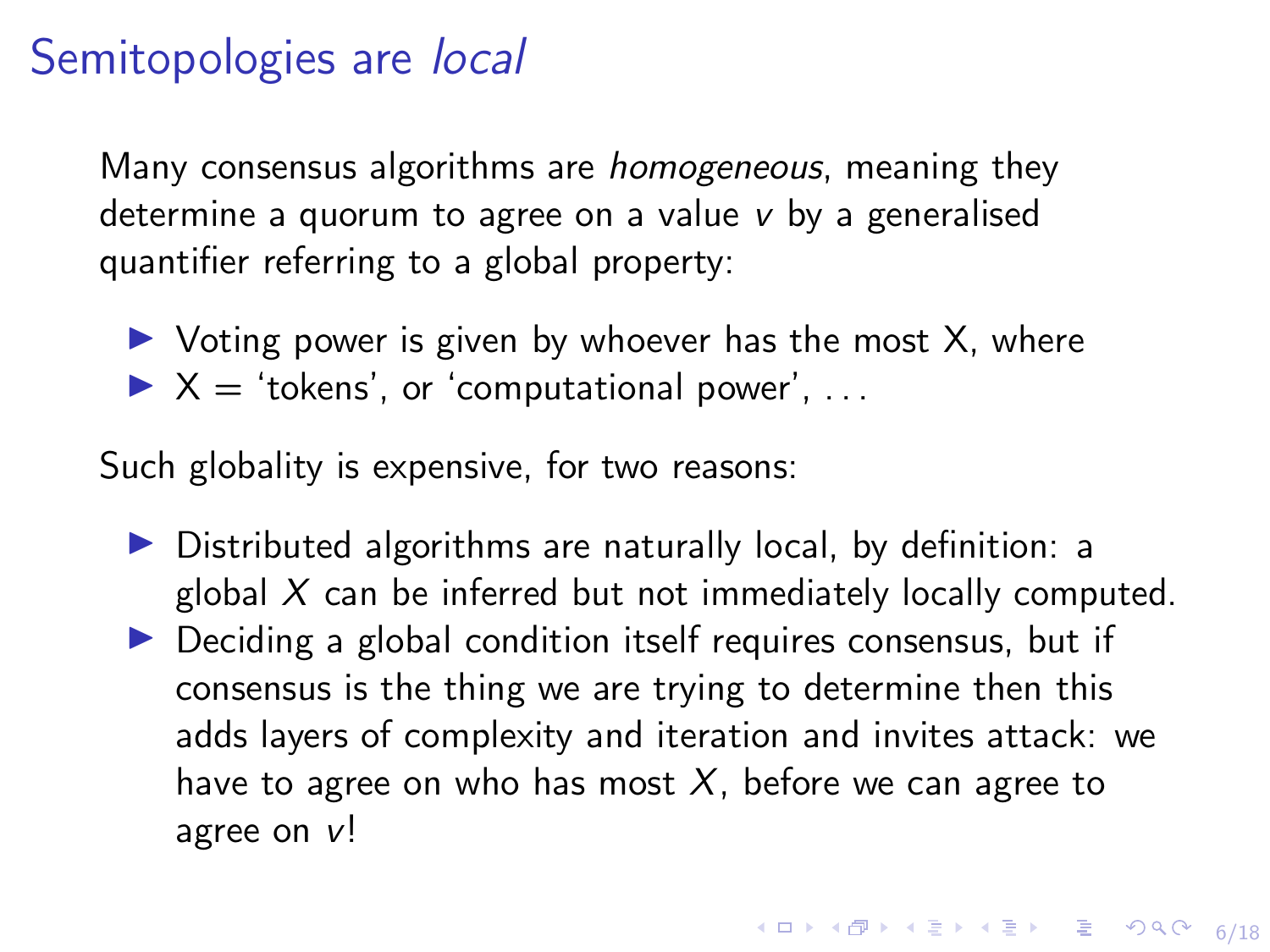# Semitopologies are *local*

Many consensus algorithms are *homogeneous*, meaning they determine a quorum to agree on a value $v$ by a generalised quantifier referring to a global property:

- Voting power is given by whoever has the most X, where
- X = 'tokens', or 'computational power', ...

Such globality is expensive, for two reasons:

- Distributed algorithms are naturally local, by definition: a global $X$ can be inferred but not immediately locally computed.
- Deciding a global condition itself requires consensus, but if consensus is the thing we are trying to determine then this adds layers of complexity and iteration and invites attack: we have to agree on who has most $X$, before we can agree to agree on $v$!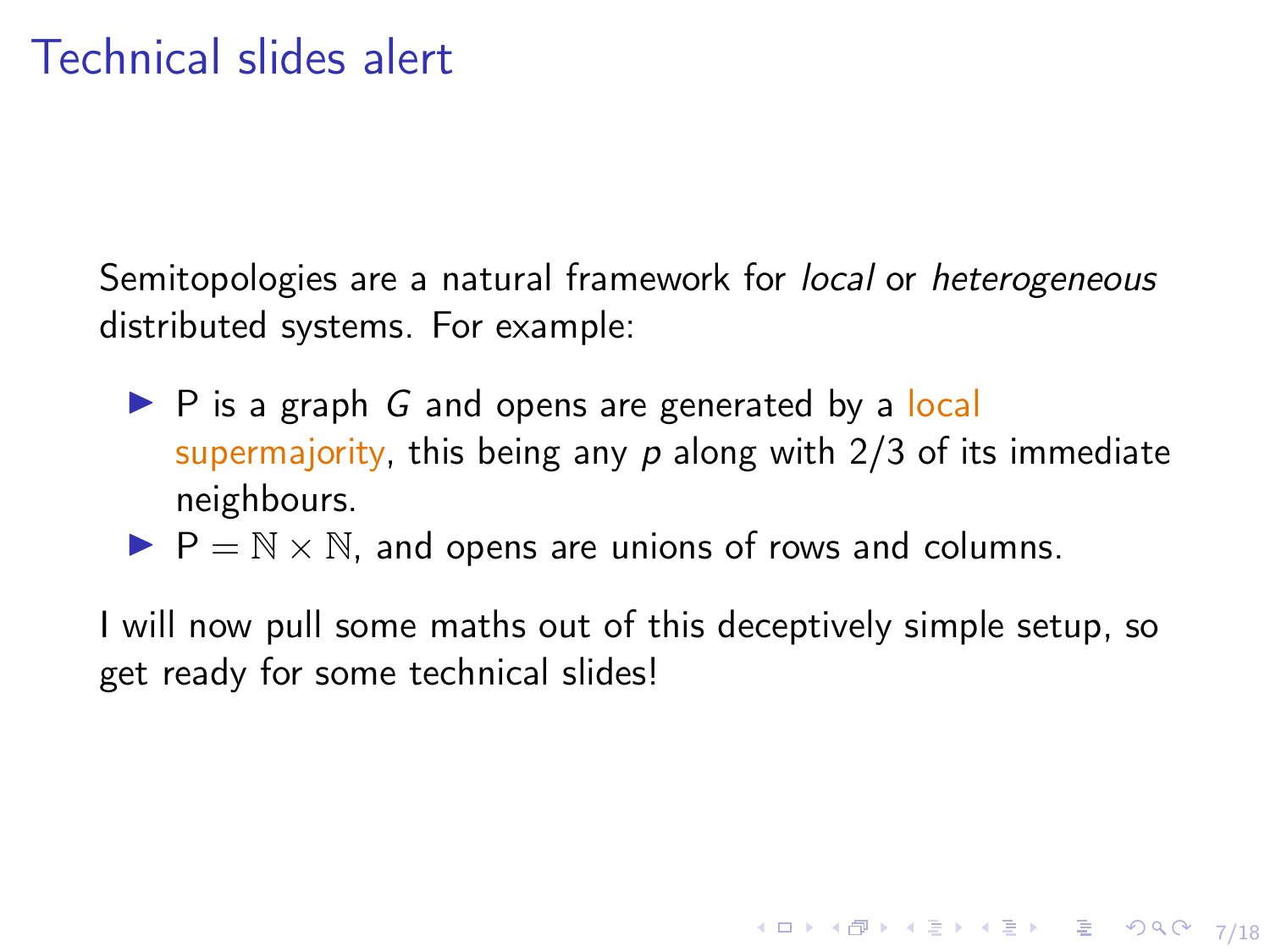# Technical slides alert

Semitopologies are a natural framework for *local* or *heterogeneous* distributed systems. For example:

- P is a graph $G$ and opens are generated by a local supermajority, this being any $p$ along with 2/3 of its immediate neighbours.
- $\mathsf{P} = \mathbb{N} \times \mathbb{N}$, and opens are unions of rows and columns.

I will now pull some maths out of this deceptively simple setup, so get ready for some technical slides!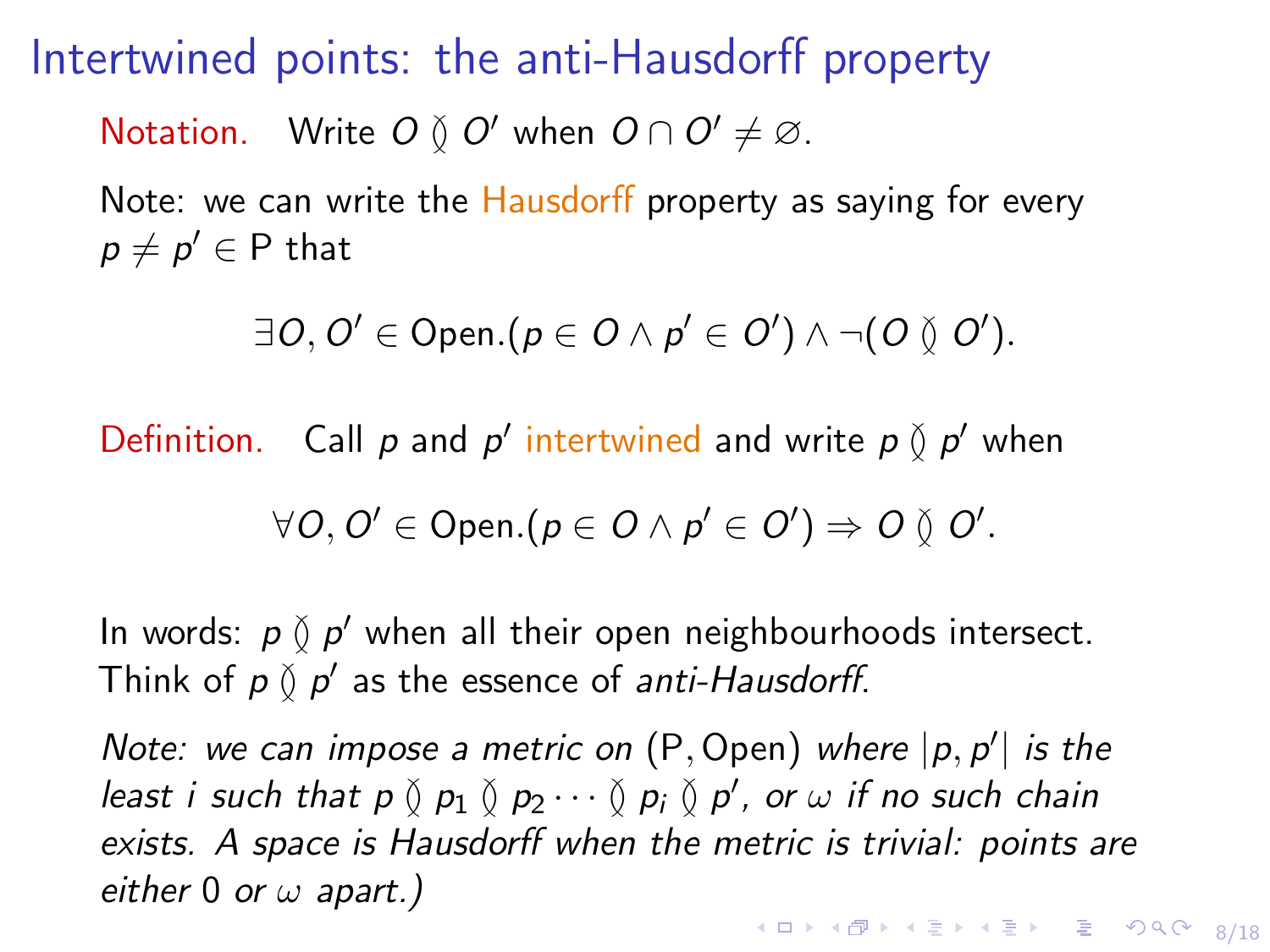# Intertwined points: the anti-Hausdorff property

**Notation.** Write $O \between O'$ when $O \cap O' \neq \varnothing$.

Note: we can write the Hausdorff property as saying for every $p \neq p' \in \mathsf{P}$ that

$$\exists O, O' \in \mathsf{Open}.(p \in O \land p' \in O') \land \neg(O \between O').$$

**Definition.** Call $p$ and $p'$ intertwined and write $p \between p'$ when

$$\forall O, O' \in \mathsf{Open}.(p \in O \land p' \in O') \Rightarrow O \between O'.$$

In words: $p \between p'$ when all their open neighbourhoods intersect. Think of $p \between p'$ as the essence of *anti-Hausdorff*.

*Note: we can impose a metric on* $(\mathsf{P}, \mathsf{Open})$ *where* $|p, p'|$ *is the least* $i$ *such that* $p \between p_1 \between p_2 \cdots \between p_i \between p'$*, or* $\omega$ *if no such chain exists. A space is Hausdorff when the metric is trivial: points are either* $0$ *or* $\omega$ *apart.)*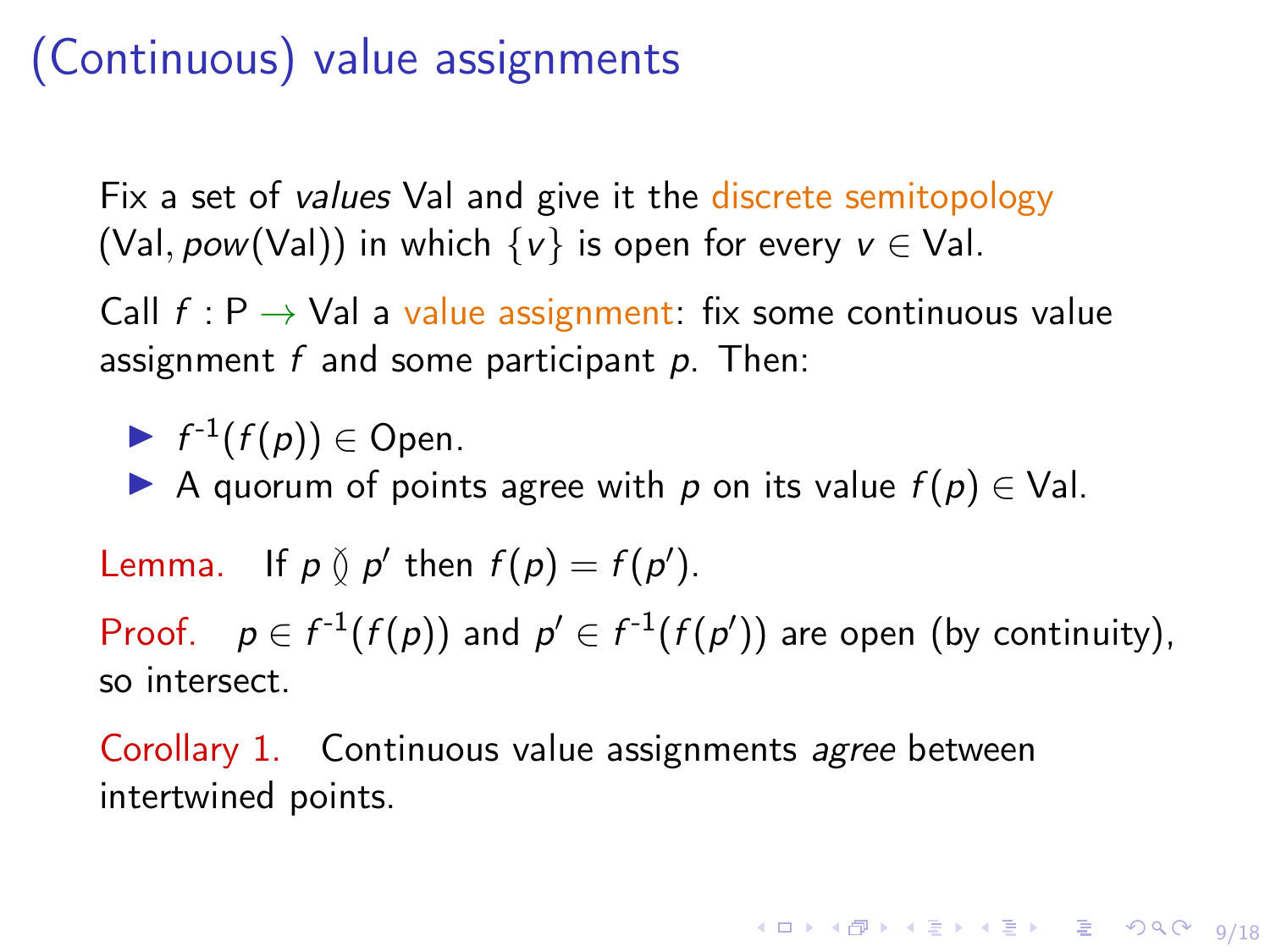# (Continuous) value assignments

Fix a set of *values* Val and give it the discrete semitopology $(\mathsf{Val}, pow(\mathsf{Val}))$ in which $\{v\}$ is open for every $v \in \mathsf{Val}$.

Call $f : \mathsf{P} \rightarrow \mathsf{Val}$ a value assignment: fix some continuous value assignment $f$ and some participant $p$. Then:

- $f^{-1}(f(p)) \in \mathsf{Open}$.
- A quorum of points agree with $p$ on its value $f(p) \in \mathsf{Val}$.

Lemma. If $p \between p'$ then $f(p) = f(p')$.

Proof. $p \in f^{-1}(f(p))$ and $p' \in f^{-1}(f(p'))$ are open (by continuity), so intersect.

Corollary 1. Continuous value assignments *agree* between intertwined points.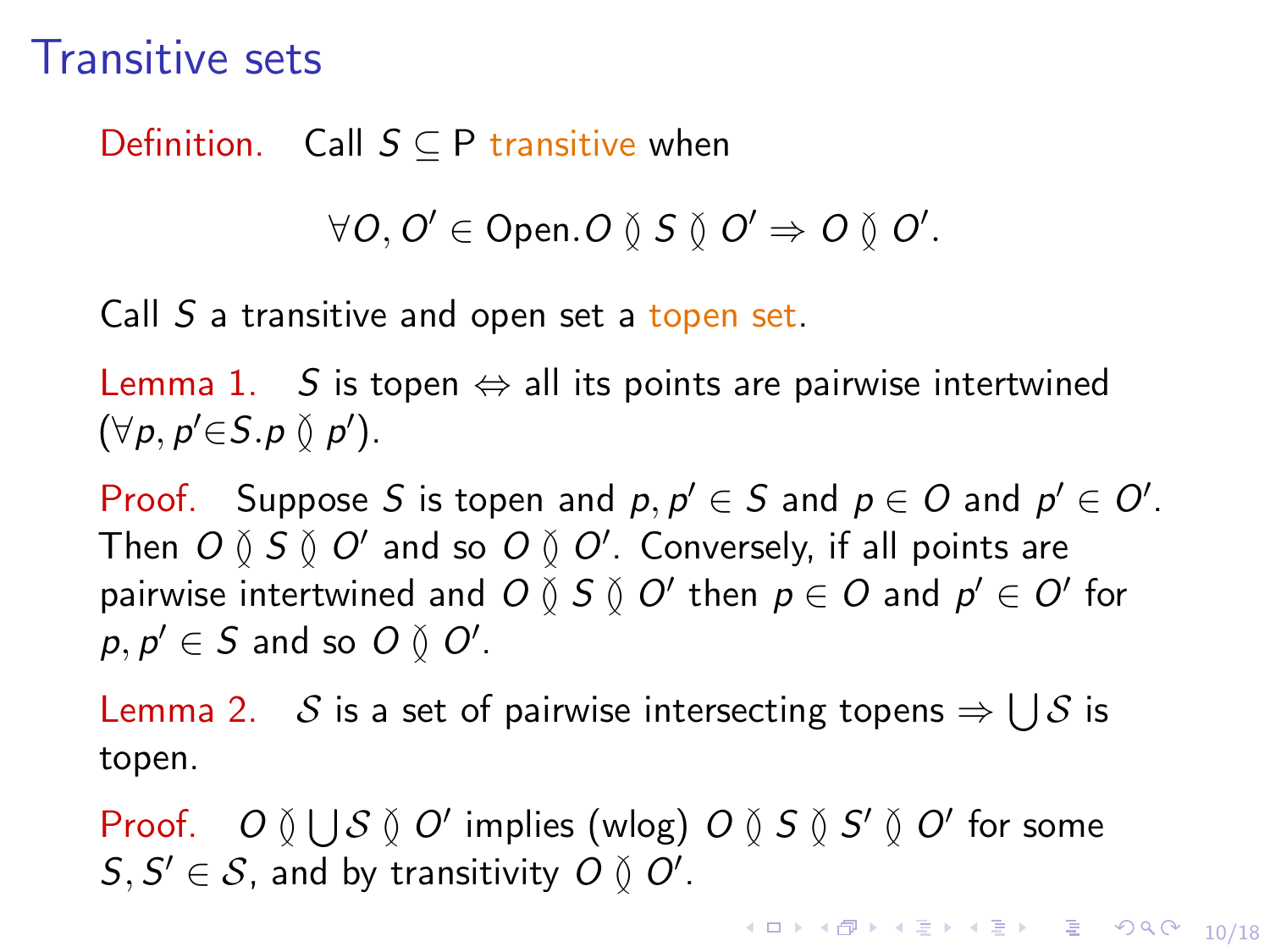# Transitive sets

**Definition.** Call $S \subseteq \mathsf{P}$ *transitive* when

$$\forall O, O' \in \mathsf{Open}. O \between S \between O' \Rightarrow O \between O'.$$

Call $S$ a transitive and open set a *topen set*.

**Lemma 1.** $S$ is topen $\Leftrightarrow$ all its points are pairwise intertwined ($\forall p, p' \in S. p \between p'$).

**Proof.** Suppose $S$ is topen and $p, p' \in S$ and $p \in O$ and $p' \in O'$. Then $O \between S \between O'$ and so $O \between O'$. Conversely, if all points are pairwise intertwined and $O \between S \between O'$ then $p \in O$ and $p' \in O'$ for $p, p' \in S$ and so $O \between O'$.

**Lemma 2.** $\mathcal{S}$ is a set of pairwise intersecting topens $\Rightarrow \bigcup \mathcal{S}$ is topen.

**Proof.** $O \between \bigcup \mathcal{S} \between O'$ implies (wlog) $O \between S \between S' \between O'$ for some $S, S' \in \mathcal{S}$, and by transitivity $O \between O'$.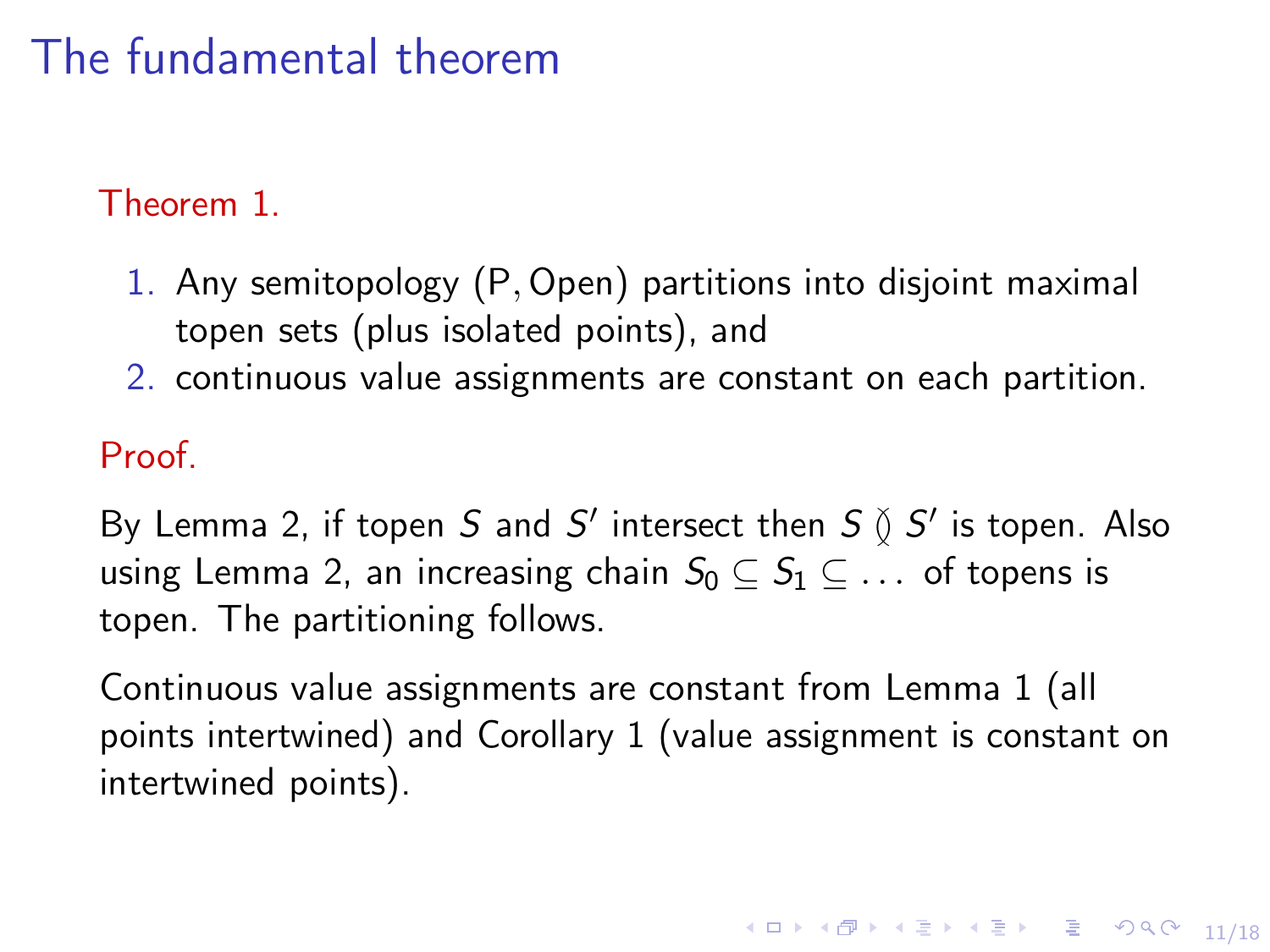# The fundamental theorem

Theorem 1.

1. Any semitopology $(\mathsf{P}, \mathsf{Open})$ partitions into disjoint maximal topen sets (plus isolated points), and
2. continuous value assignments are constant on each partition.

Proof.

By Lemma 2, if topen $S$ and $S'$ intersect then $S \between S'$ is topen. Also using Lemma 2, an increasing chain $S_0 \subseteq S_1 \subseteq \ldots$ of topens is topen. The partitioning follows.

Continuous value assignments are constant from Lemma 1 (all points intertwined) and Corollary 1 (value assignment is constant on intertwined points).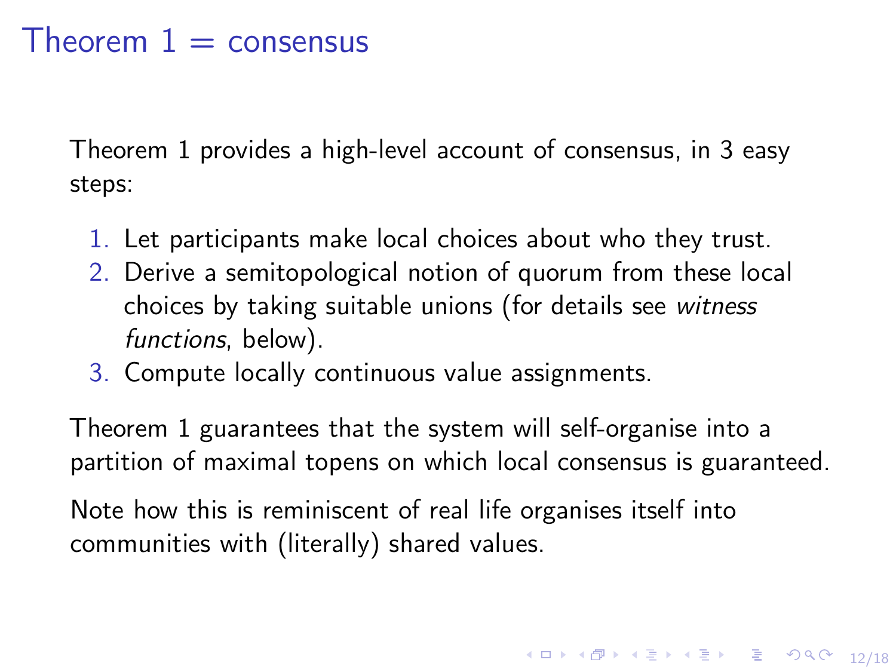# Theorem 1 = consensus

Theorem 1 provides a high-level account of consensus, in 3 easy steps:

1. Let participants make local choices about who they trust.
2. Derive a semitopological notion of quorum from these local choices by taking suitable unions (for details see *witness functions*, below).
3. Compute locally continuous value assignments.

Theorem 1 guarantees that the system will self-organise into a partition of maximal topens on which local consensus is guaranteed.

Note how this is reminiscent of real life organises itself into communities with (literally) shared values.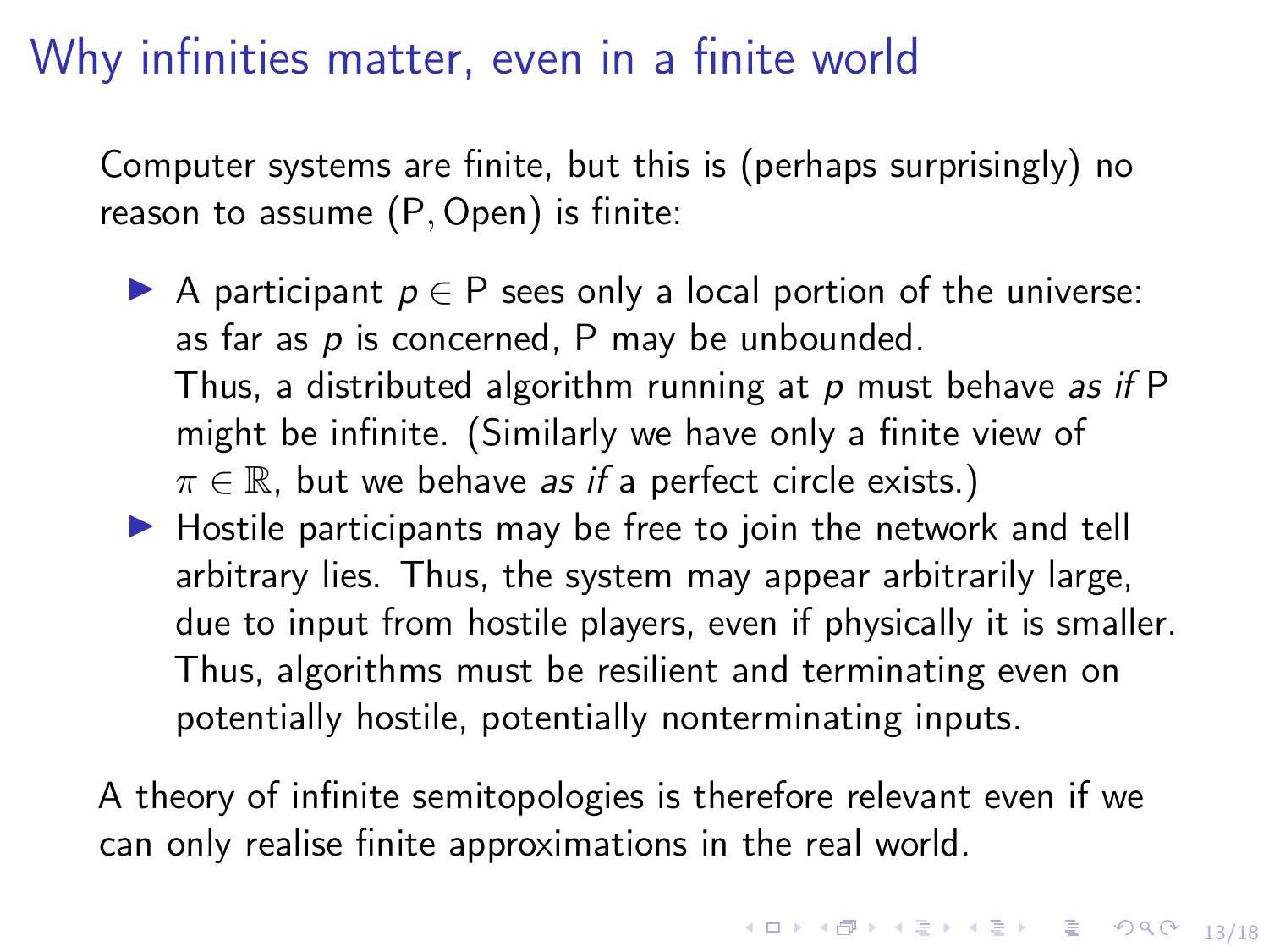# Why infinities matter, even in a finite world

Computer systems are finite, but this is (perhaps surprisingly) no reason to assume $(\mathsf{P}, \mathsf{Open})$ is finite:

- A participant $p \in \mathsf{P}$ sees only a local portion of the universe: as far as $p$ is concerned, $\mathsf{P}$ may be unbounded.
  Thus, a distributed algorithm running at $p$ must behave *as if* $\mathsf{P}$ might be infinite. (Similarly we have only a finite view of $\pi \in \mathbb{R}$, but we behave *as if* a perfect circle exists.)
- Hostile participants may be free to join the network and tell arbitrary lies. Thus, the system may appear arbitrarily large, due to input from hostile players, even if physically it is smaller. Thus, algorithms must be resilient and terminating even on potentially hostile, potentially nonterminating inputs.

A theory of infinite semitopologies is therefore relevant even if we can only realise finite approximations in the real world.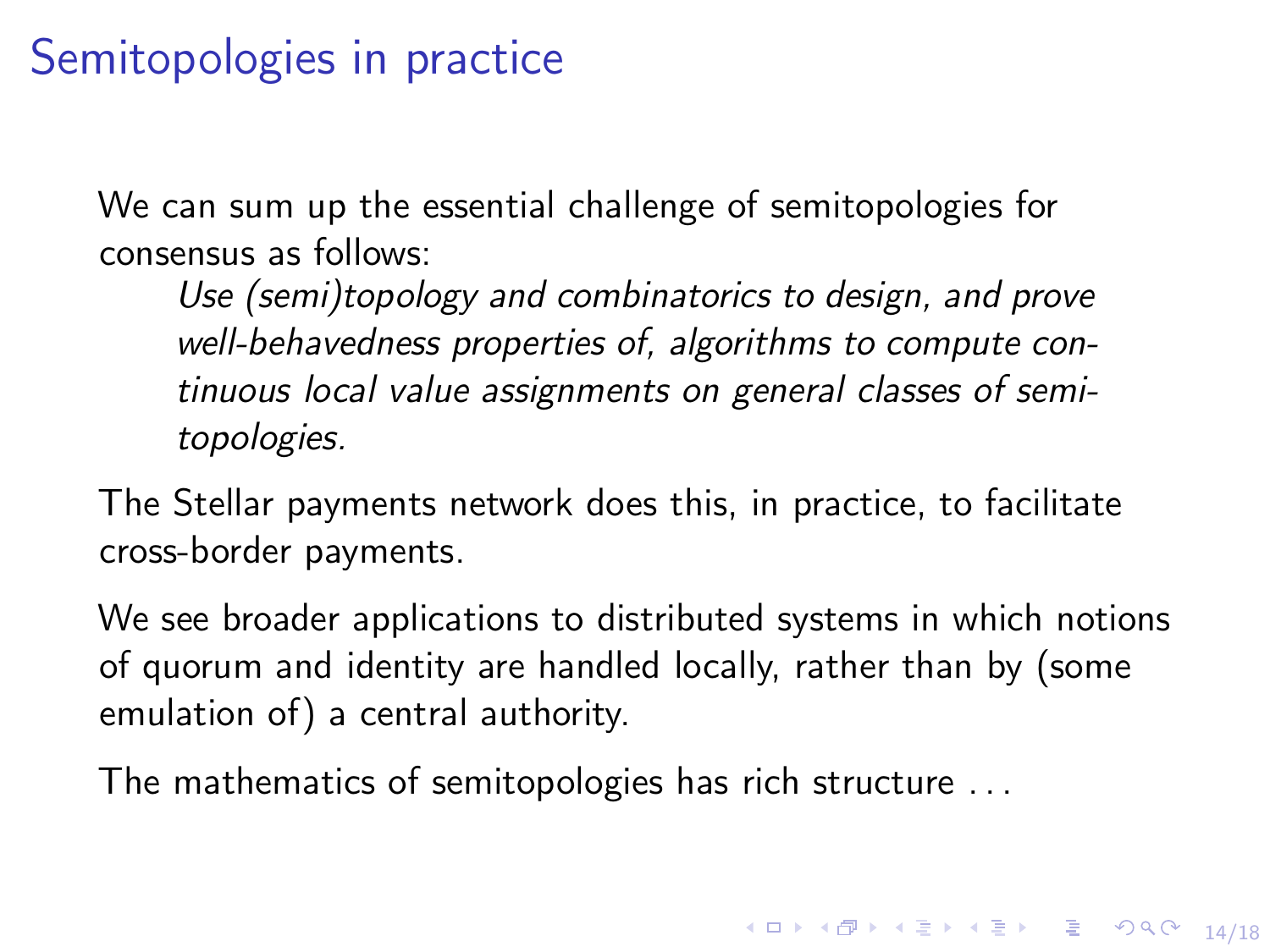# Semitopologies in practice

We can sum up the essential challenge of semitopologies for consensus as follows:

> *Use (semi)topology and combinatorics to design, and prove well-behavedness properties of, algorithms to compute continuous local value assignments on general classes of semitopologies.*

The Stellar payments network does this, in practice, to facilitate cross-border payments.

We see broader applications to distributed systems in which notions of quorum and identity are handled locally, rather than by (some emulation of) a central authority.

The mathematics of semitopologies has rich structure . . .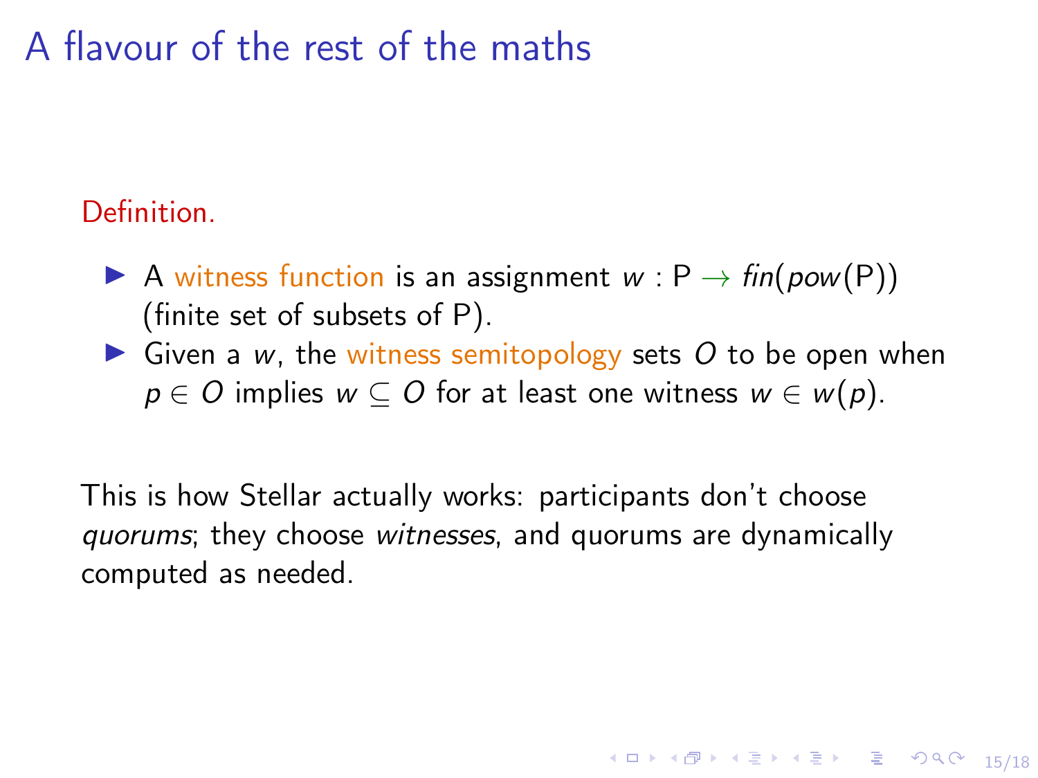# A flavour of the rest of the maths

Definition.

- A witness function is an assignment $w : \mathsf{P} \to \mathit{fin}(\mathit{pow}(\mathsf{P}))$ (finite set of subsets of $\mathsf{P}$).
- Given a $w$, the witness semitopology sets $O$ to be open when $p \in O$ implies $w \subseteq O$ for at least one witness $w \in w(p)$.

This is how Stellar actually works: participants don't choose *quorums*; they choose *witnesses*, and quorums are dynamically computed as needed.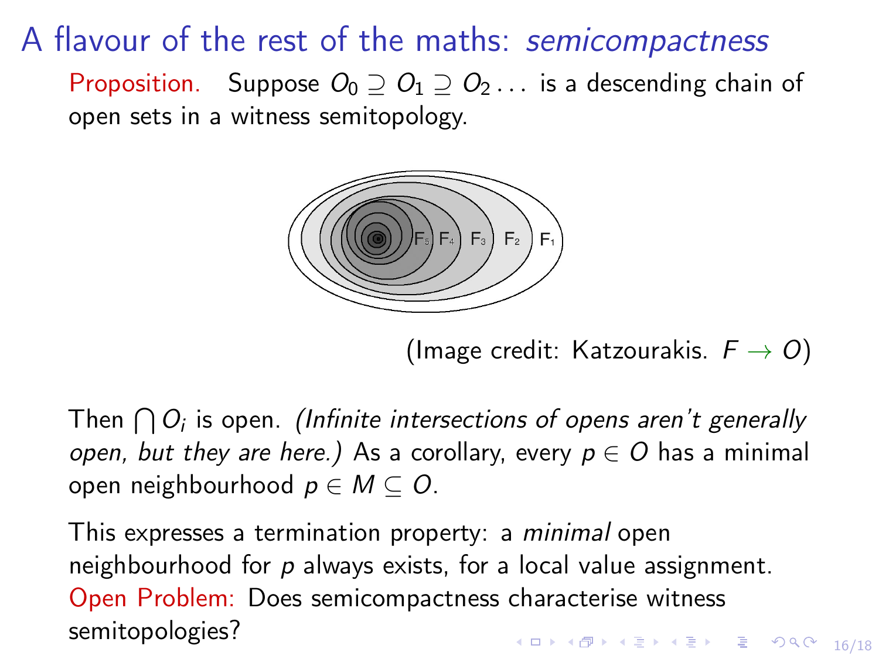# A flavour of the rest of the maths: *semicompactness*

Proposition. Suppose $O_0 \supseteq O_1 \supseteq O_2 \ldots$ is a descending chain of open sets in a witness semitopology.

(Image credit: Katzourakis. $F \to O$)

Then $\bigcap O_i$ is open. *(Infinite intersections of opens aren't generally open, but they are here.)* As a corollary, every $p \in O$ has a minimal open neighbourhood $p \in M \subseteq O$.

This expresses a termination property: a *minimal* open neighbourhood for $p$ always exists, for a local value assignment.

Open Problem: Does semicompactness characterise witness semitopologies?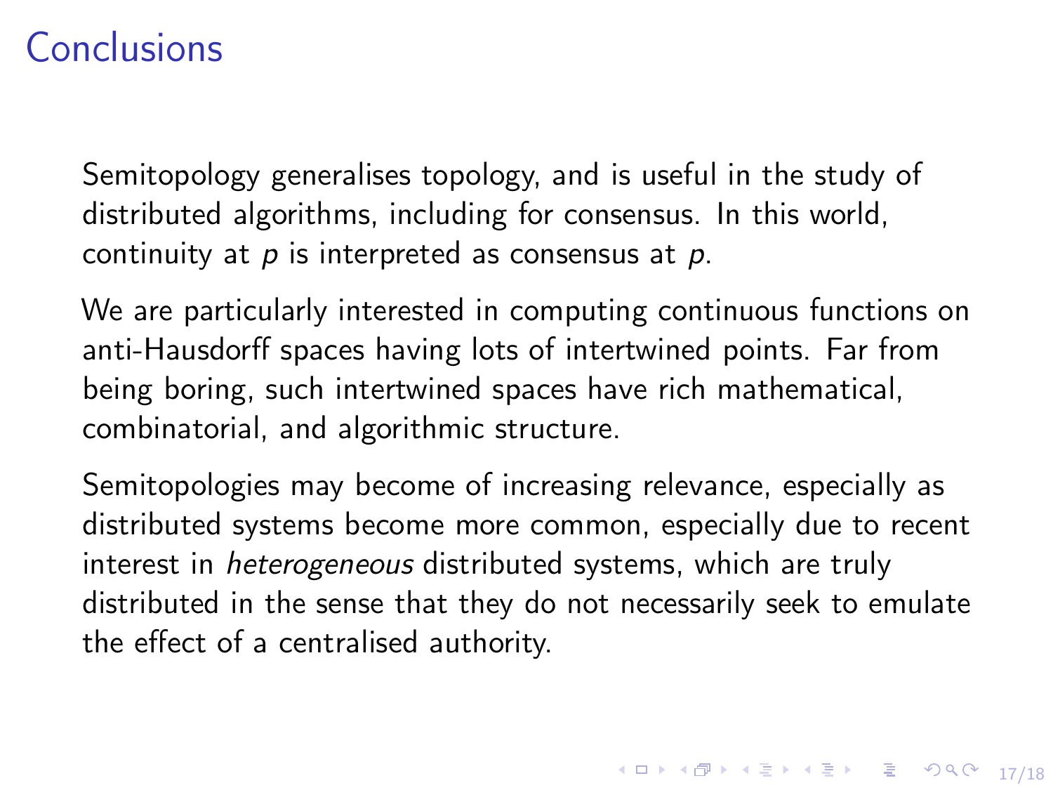# Conclusions

Semitopology generalises topology, and is useful in the study of distributed algorithms, including for consensus. In this world, continuity at $p$ is interpreted as consensus at $p$.

We are particularly interested in computing continuous functions on anti-Hausdorff spaces having lots of intertwined points. Far from being boring, such intertwined spaces have rich mathematical, combinatorial, and algorithmic structure.

Semitopologies may become of increasing relevance, especially as distributed systems become more common, especially due to recent interest in *heterogeneous* distributed systems, which are truly distributed in the sense that they do not necessarily seek to emulate the effect of a centralised authority.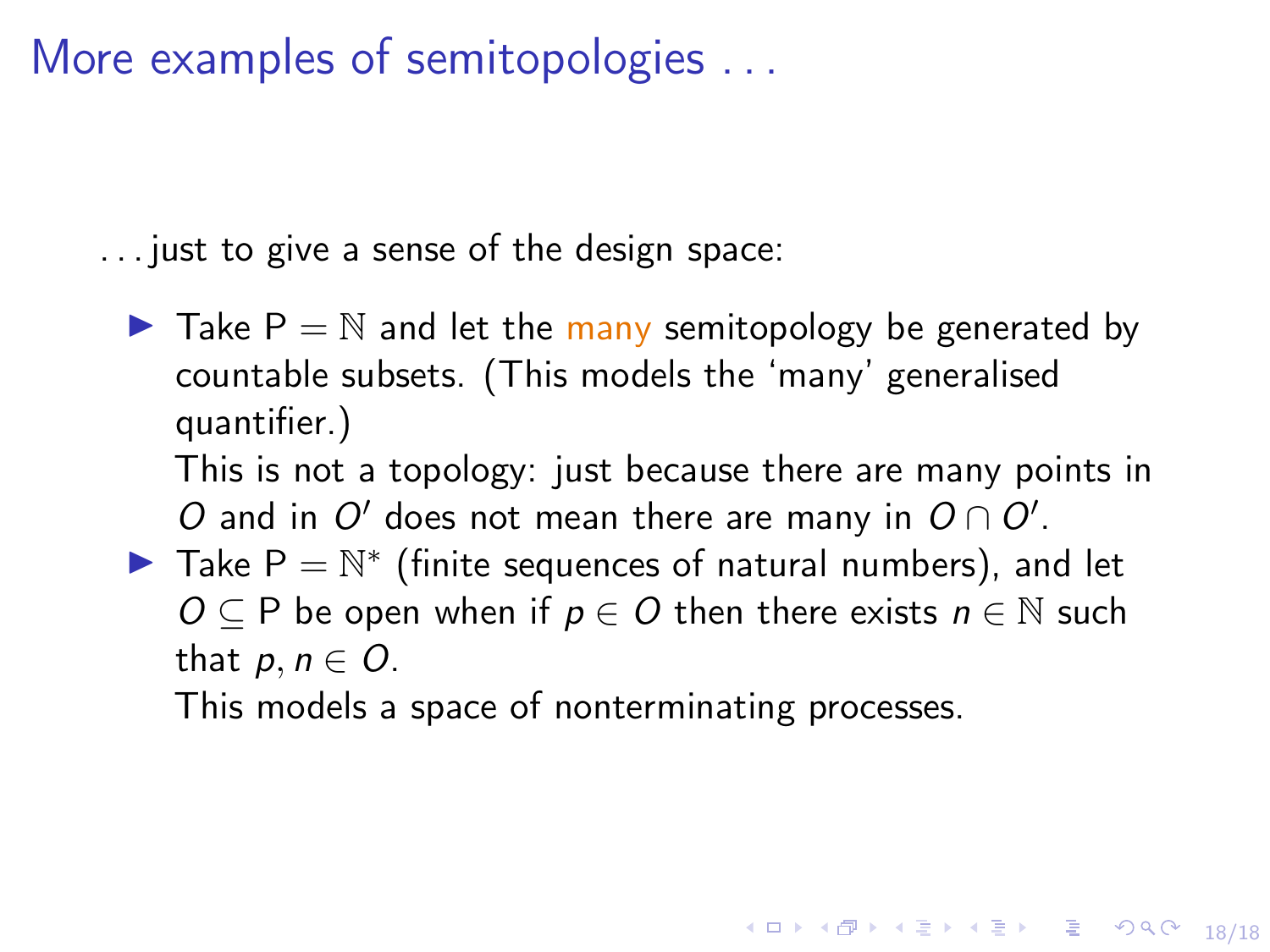# More examples of semitopologies . . .

. . . just to give a sense of the design space:

- Take $\mathsf{P} = \mathbb{N}$ and let the many semitopology be generated by countable subsets. (This models the 'many' generalised quantifier.)
  This is not a topology: just because there are many points in $O$ and in $O'$ does not mean there are many in $O \cap O'$.
- Take $\mathsf{P} = \mathbb{N}^*$ (finite sequences of natural numbers), and let $O \subseteq \mathsf{P}$ be open when if $p \in O$ then there exists $n \in \mathbb{N}$ such that $p, n \in O$.
  This models a space of nonterminating processes.